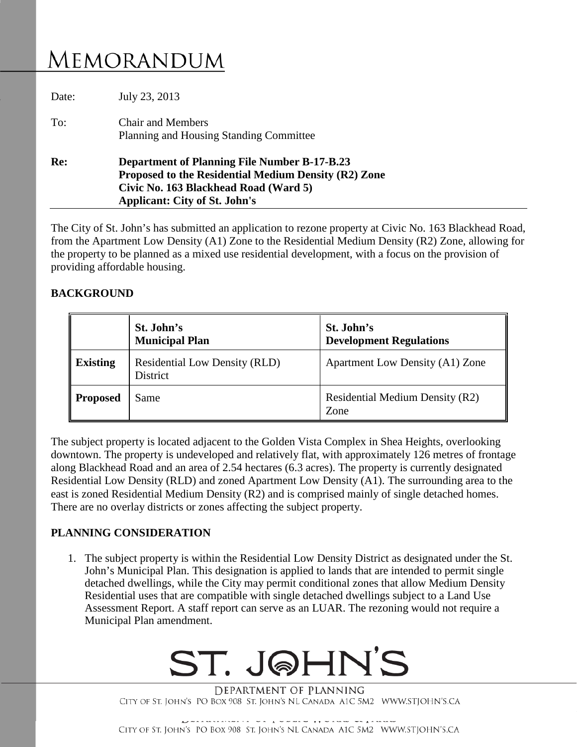# MEMORANDUM

Date: July 23, 2013

To: Chair and Members
Planning and Housing Standing Committee

**Re: Department of Planning File Number B-17-B.23**
**Proposed to the Residential Medium Density (R2) Zone**
**Civic No. 163 Blackhead Road (Ward 5)**
**Applicant: City of St. John's**

The City of St. John's has submitted an application to rezone property at Civic No. 163 Blackhead Road, from the Apartment Low Density (A1) Zone to the Residential Medium Density (R2) Zone, allowing for the property to be planned as a mixed use residential development, with a focus on the provision of providing affordable housing.

**BACKGROUND**

| | St. John's Municipal Plan | St. John's Development Regulations |
|---|---|---|
| **Existing** | Residential Low Density (RLD) District | Apartment Low Density (A1) Zone |
| **Proposed** | Same | Residential Medium Density (R2) Zone |

The subject property is located adjacent to the Golden Vista Complex in Shea Heights, overlooking downtown. The property is undeveloped and relatively flat, with approximately 126 metres of frontage along Blackhead Road and an area of 2.54 hectares (6.3 acres). The property is currently designated Residential Low Density (RLD) and zoned Apartment Low Density (A1). The surrounding area to the east is zoned Residential Medium Density (R2) and is comprised mainly of single detached homes. There are no overlay districts or zones affecting the subject property.

**PLANNING CONSIDERATION**

1. The subject property is within the Residential Low Density District as designated under the St. John's Municipal Plan. This designation is applied to lands that are intended to permit single detached dwellings, while the City may permit conditional zones that allow Medium Density Residential uses that are compatible with single detached dwellings subject to a Land Use Assessment Report. A staff report can serve as an LUAR. The rezoning would not require a Municipal Plan amendment.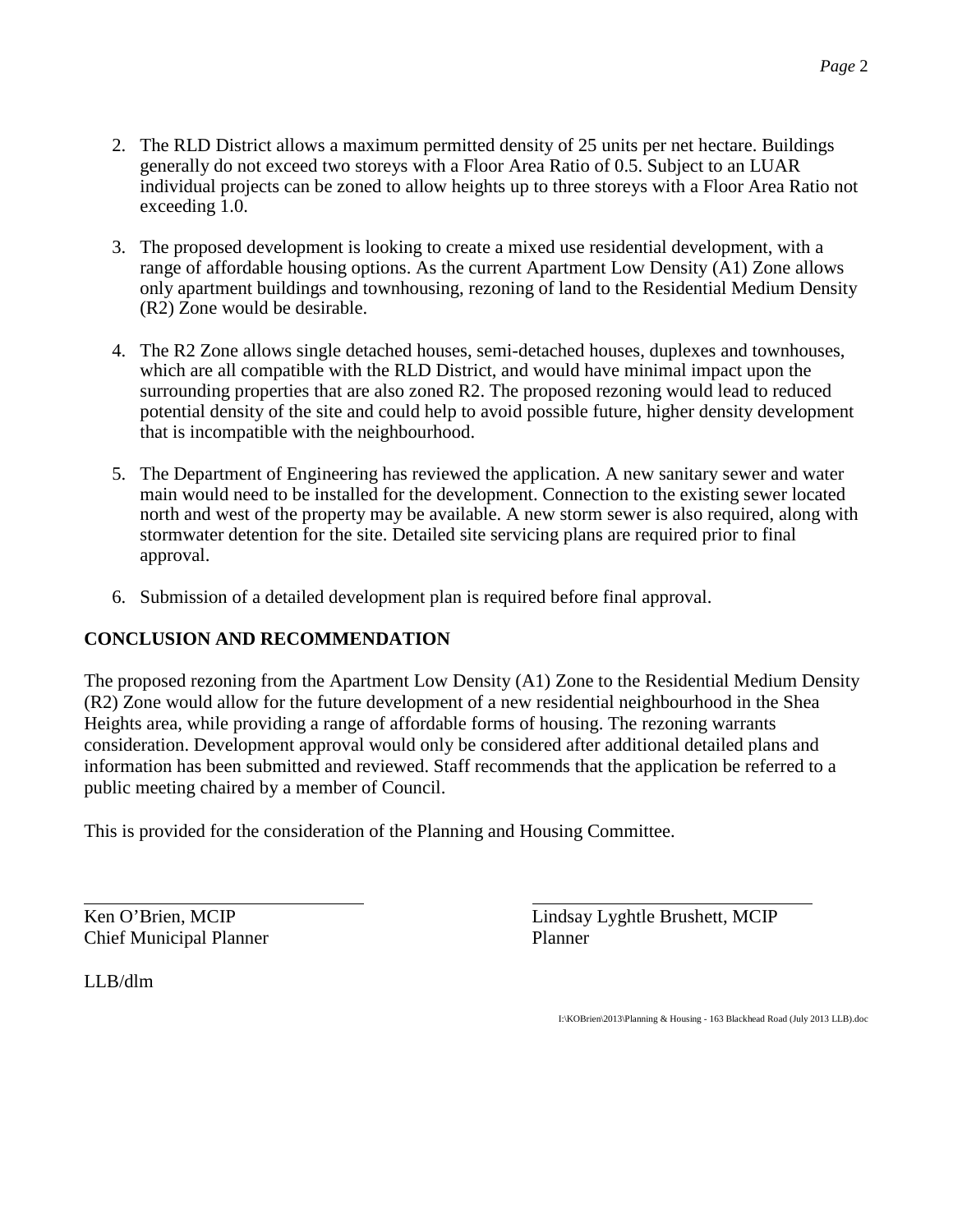2. The RLD District allows a maximum permitted density of 25 units per net hectare. Buildings generally do not exceed two storeys with a Floor Area Ratio of 0.5. Subject to an LUAR individual projects can be zoned to allow heights up to three storeys with a Floor Area Ratio not exceeding 1.0.

3. The proposed development is looking to create a mixed use residential development, with a range of affordable housing options. As the current Apartment Low Density (A1) Zone allows only apartment buildings and townhousing, rezoning of land to the Residential Medium Density (R2) Zone would be desirable.

4. The R2 Zone allows single detached houses, semi-detached houses, duplexes and townhouses, which are all compatible with the RLD District, and would have minimal impact upon the surrounding properties that are also zoned R2. The proposed rezoning would lead to reduced potential density of the site and could help to avoid possible future, higher density development that is incompatible with the neighbourhood.

5. The Department of Engineering has reviewed the application. A new sanitary sewer and water main would need to be installed for the development. Connection to the existing sewer located north and west of the property may be available. A new storm sewer is also required, along with stormwater detention for the site. Detailed site servicing plans are required prior to final approval.

6. Submission of a detailed development plan is required before final approval.

**CONCLUSION AND RECOMMENDATION**

The proposed rezoning from the Apartment Low Density (A1) Zone to the Residential Medium Density (R2) Zone would allow for the future development of a new residential neighbourhood in the Shea Heights area, while providing a range of affordable forms of housing. The rezoning warrants consideration. Development approval would only be considered after additional detailed plans and information has been submitted and reviewed. Staff recommends that the application be referred to a public meeting chaired by a member of Council.

This is provided for the consideration of the Planning and Housing Committee.

Ken O'Brien, MCIP
Chief Municipal Planner

Lindsay Lyghtle Brushett, MCIP
Planner

LLB/dlm

I:\KOBrien\2013\Planning & Housing - 163 Blackhead Road (July 2013 LLB).doc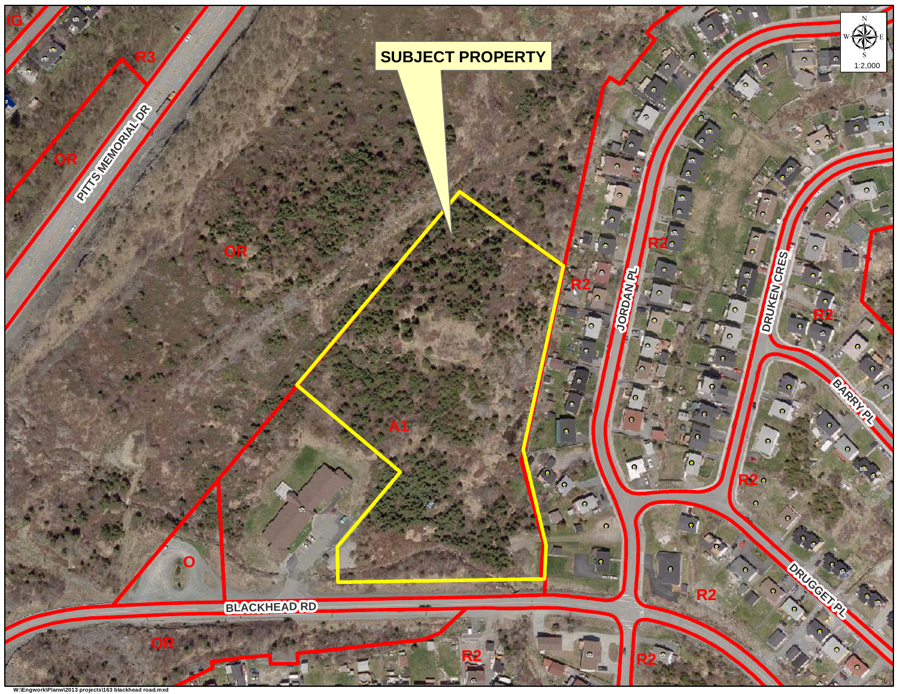SUBJECT PROPERTY

IG

R3

OR

PITTS MEMORIAL DR

OR

A1

R2

JORDAN PL

R2

DRUKEN CRES

R2

BARRY PL

R2

DRUGGET PL

R2

O

BLACKHEAD RD

OR

R2

R2

N
W E
S
1:2,000

W:\Engwork\Planw\2013 projects\163 blackhead road.mxd